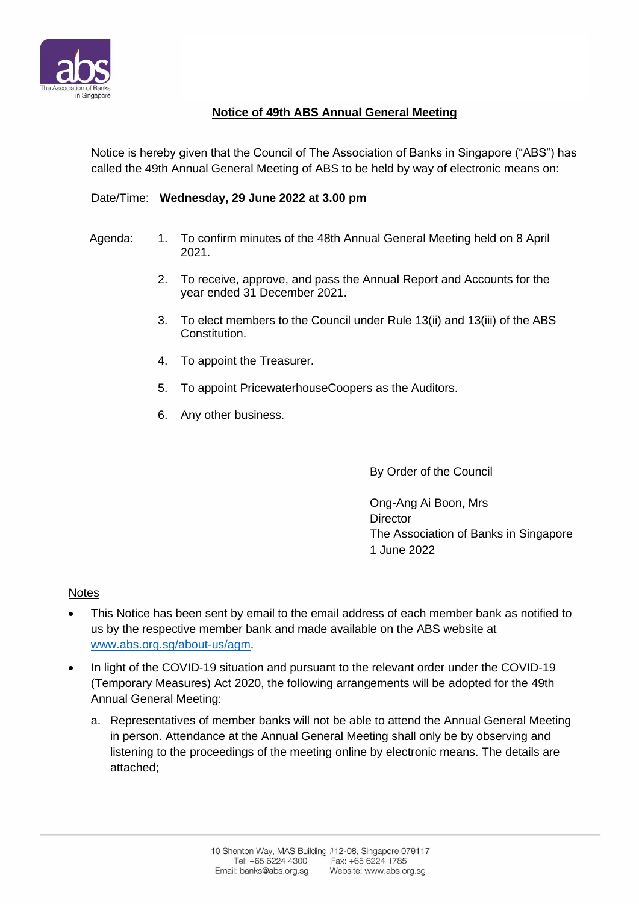# Notice of 49th ABS Annual General Meeting

Notice is hereby given that the Council of The Association of Banks in Singapore ("ABS") has called the 49th Annual General Meeting of ABS to be held by way of electronic means on:

Date/Time: **Wednesday, 29 June 2022 at 3.00 pm**

Agenda:

1. To confirm minutes of the 48th Annual General Meeting held on 8 April 2021.
2. To receive, approve, and pass the Annual Report and Accounts for the year ended 31 December 2021.
3. To elect members to the Council under Rule 13(ii) and 13(iii) of the ABS Constitution.
4. To appoint the Treasurer.
5. To appoint PricewaterhouseCoopers as the Auditors.
6. Any other business.

By Order of the Council

Ong-Ang Ai Boon, Mrs
Director
The Association of Banks in Singapore
1 June 2022

Notes

- This Notice has been sent by email to the email address of each member bank as notified to us by the respective member bank and made available on the ABS website at www.abs.org.sg/about-us/agm.
- In light of the COVID-19 situation and pursuant to the relevant order under the COVID-19 (Temporary Measures) Act 2020, the following arrangements will be adopted for the 49th Annual General Meeting:
  a. Representatives of member banks will not be able to attend the Annual General Meeting in person. Attendance at the Annual General Meeting shall only be by observing and listening to the proceedings of the meeting online by electronic means. The details are attached;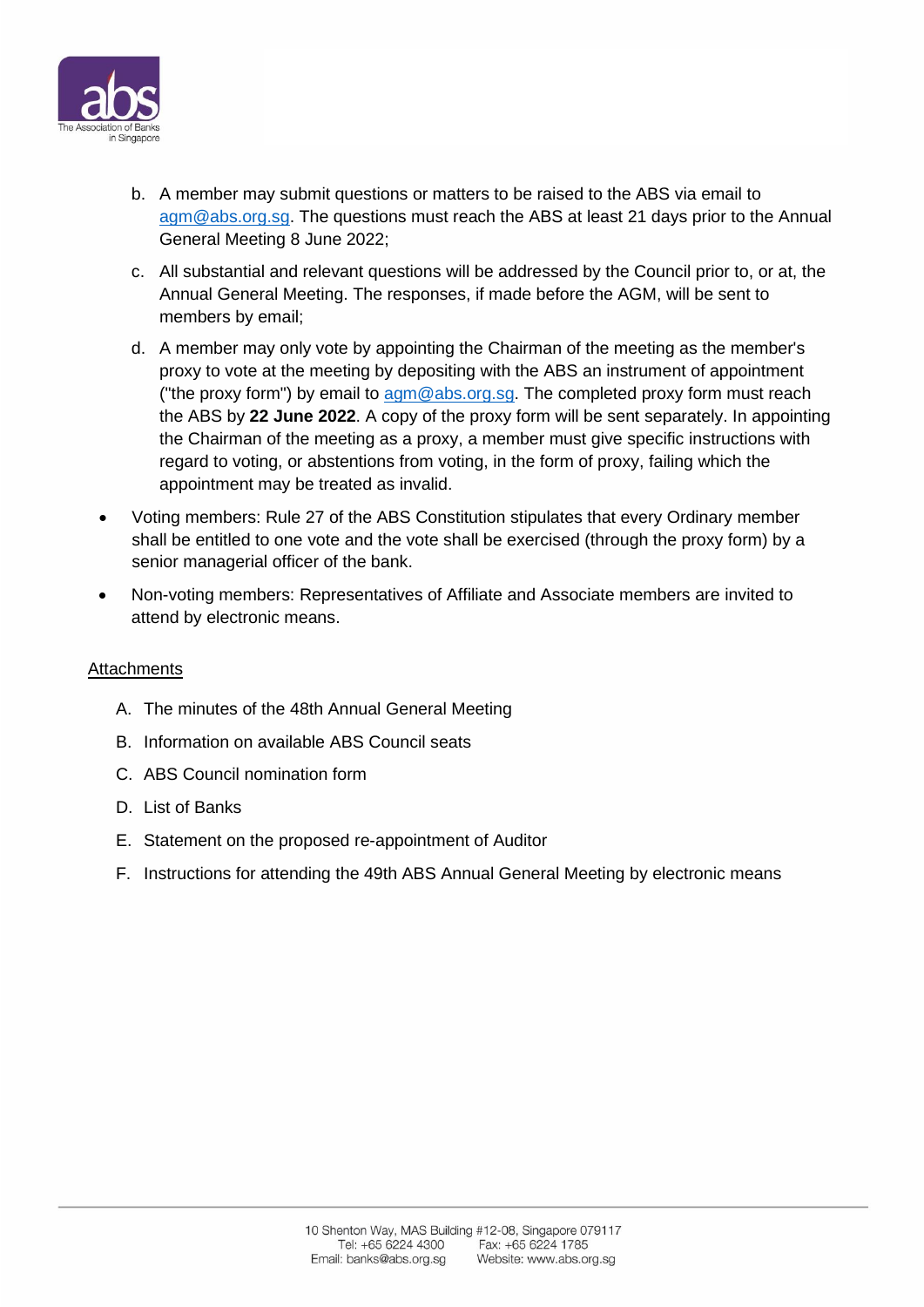b. A member may submit questions or matters to be raised to the ABS via email to agm@abs.org.sg. The questions must reach the ABS at least 21 days prior to the Annual General Meeting 8 June 2022;

c. All substantial and relevant questions will be addressed by the Council prior to, or at, the Annual General Meeting. The responses, if made before the AGM, will be sent to members by email;

d. A member may only vote by appointing the Chairman of the meeting as the member's proxy to vote at the meeting by depositing with the ABS an instrument of appointment ("the proxy form") by email to agm@abs.org.sg. The completed proxy form must reach the ABS by **22 June 2022**. A copy of the proxy form will be sent separately. In appointing the Chairman of the meeting as a proxy, a member must give specific instructions with regard to voting, or abstentions from voting, in the form of proxy, failing which the appointment may be treated as invalid.

- Voting members: Rule 27 of the ABS Constitution stipulates that every Ordinary member shall be entitled to one vote and the vote shall be exercised (through the proxy form) by a senior managerial officer of the bank.
- Non-voting members: Representatives of Affiliate and Associate members are invited to attend by electronic means.

<u>Attachments</u>

A. The minutes of the 48th Annual General Meeting

B. Information on available ABS Council seats

C. ABS Council nomination form

D. List of Banks

E. Statement on the proposed re-appointment of Auditor

F. Instructions for attending the 49th ABS Annual General Meeting by electronic means